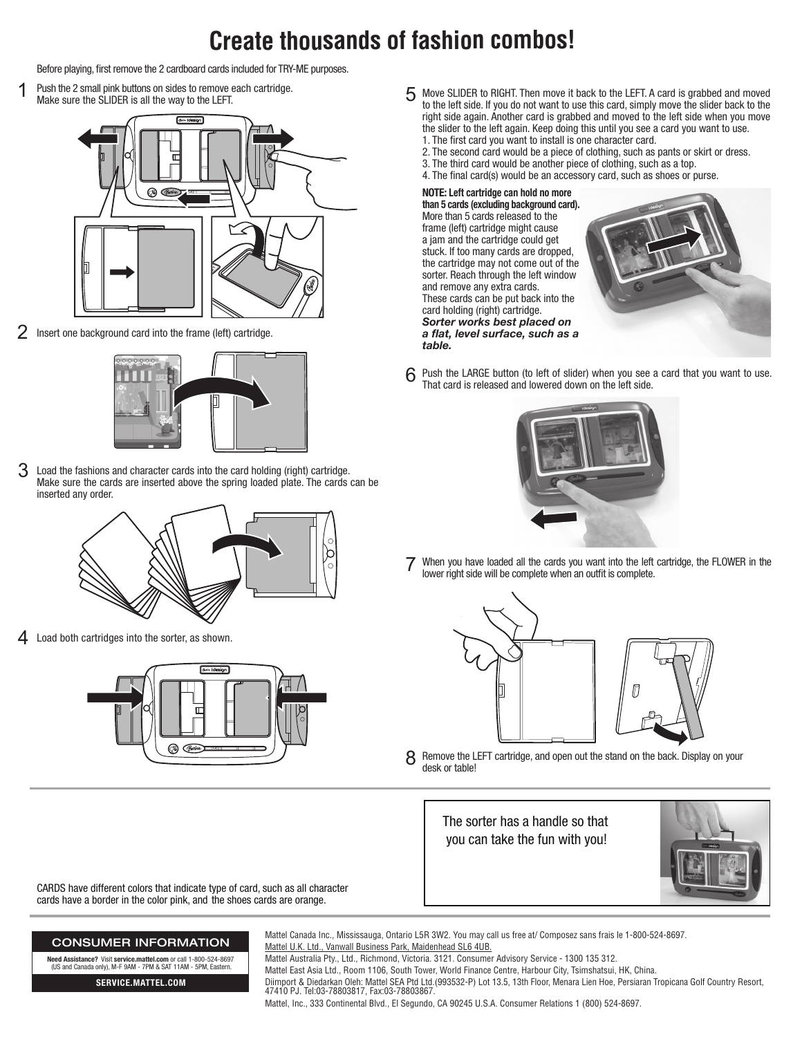# Create thousands of fashion combos!

Before playing, first remove the 2 cardboard cards included for TRY-ME purposes.

1. Push the 2 small pink buttons on sides to remove each cartridge. Make sure the SLIDER is all the way to the LEFT.

2. Insert one background card into the frame (left) cartridge.

3. Load the fashions and character cards into the card holding (right) cartridge. Make sure the cards are inserted above the spring loaded plate. The cards can be inserted any order.

4. Load both cartridges into the sorter, as shown.

5. Move SLIDER to RIGHT. Then move it back to the LEFT. A card is grabbed and moved to the left side. If you do not want to use this card, simply move the slider back to the right side again. Another card is grabbed and moved to the left side when you move the slider to the left again. Keep doing this until you see a card you want to use.
   1. The first card you want to install is one character card.
   2. The second card would be a piece of clothing, such as pants or skirt or dress.
   3. The third card would be another piece of clothing, such as a top.
   4. The final card(s) would be an accessory card, such as shoes or purse.

   **NOTE: Left cartridge can hold no more than 5 cards (excluding background card).** More than 5 cards released to the frame (left) cartridge might cause a jam and the cartridge could get stuck. If too many cards are dropped, the cartridge may not come out of the sorter. Reach through the left window and remove any extra cards. These cards can be put back into the card holding (right) cartridge. ***Sorter works best placed on a flat, level surface, such as a table.***

6. Push the LARGE button (to left of slider) when you see a card that you want to use. That card is released and lowered down on the left side.

7. When you have loaded all the cards you want into the left cartridge, the FLOWER in the lower right side will be complete when an outfit is complete.

8. Remove the LEFT cartridge, and open out the stand on the back. Display on your desk or table!

CARDS have different colors that indicate type of card, such as all character cards have a border in the color pink, and the shoes cards are orange.

The sorter has a handle so that you can take the fun with you!

**CONSUMER INFORMATION**

**Need Assistance?** Visit **service.mattel.com** or call 1-800-524-8697 (US and Canada only), M-F 9AM - 7PM & SAT 11AM - 5PM, Eastern.

**SERVICE.MATTEL.COM**

Mattel Canada Inc., Mississauga, Ontario L5R 3W2. You may call us free at/ Composez sans frais le 1-800-524-8697.
Mattel U.K. Ltd., Vanwall Business Park, Maidenhead SL6 4UB.
Mattel Australia Pty., Ltd., Richmond, Victoria. 3121. Consumer Advisory Service - 1300 135 312.
Mattel East Asia Ltd., Room 1106, South Tower, World Finance Centre, Harbour City, Tsimshatsui, HK, China.
Diimport & Diedarkan Oleh: Mattel SEA Ptd Ltd.(993532-P) Lot 13.5, 13th Floor, Menara Lien Hoe, Persiaran Tropicana Golf Country Resort, 47410 PJ. Tel:03-78803817, Fax:03-78803867.
Mattel, Inc., 333 Continental Blvd., El Segundo, CA 90245 U.S.A. Consumer Relations 1 (800) 524-8697.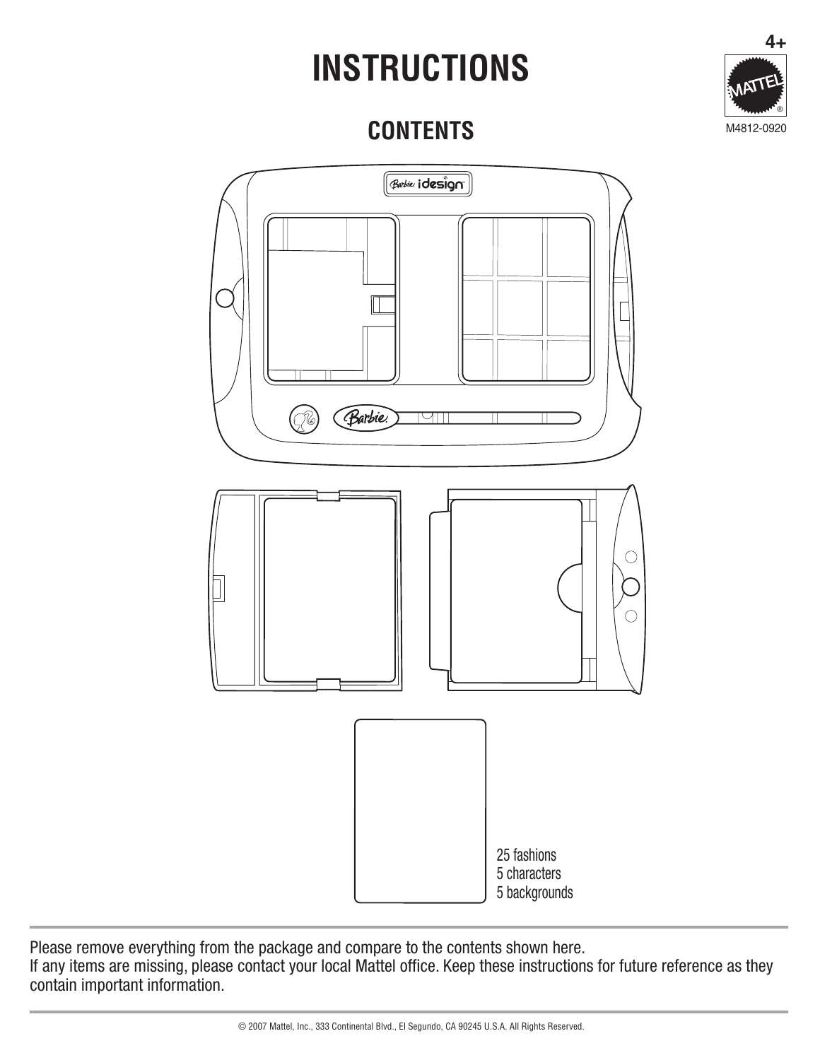# INSTRUCTIONS

4+

M4812-0920

## CONTENTS

25 fashions
5 characters
5 backgrounds

Please remove everything from the package and compare to the contents shown here.
If any items are missing, please contact your local Mattel office. Keep these instructions for future reference as they contain important information.

© 2007 Mattel, Inc., 333 Continental Blvd., El Segundo, CA 90245 U.S.A. All Rights Reserved.